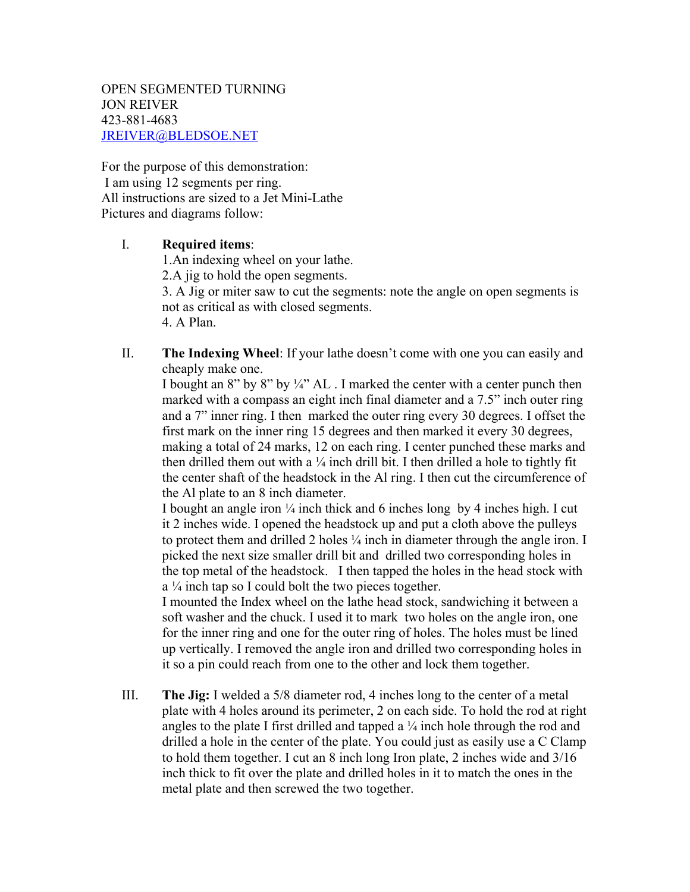OPEN SEGMENTED TURNING
JON REIVER
423-881-4683
[JREIVER@BLEDSOE.NET](mailto:JREIVER@BLEDSOE.NET)

For the purpose of this demonstration:
I am using 12 segments per ring.
All instructions are sized to a Jet Mini-Lathe
Pictures and diagrams follow:

I. **Required items**:
   1. An indexing wheel on your lathe.
   2. A jig to hold the open segments.
   3. A Jig or miter saw to cut the segments: note the angle on open segments is not as critical as with closed segments.
   4. A Plan.

II. **The Indexing Wheel**: If your lathe doesn't come with one you can easily and cheaply make one.
   I bought an 8" by 8" by ¼" AL . I marked the center with a center punch then marked with a compass an eight inch final diameter and a 7.5" inch outer ring and a 7" inner ring. I then marked the outer ring every 30 degrees. I offset the first mark on the inner ring 15 degrees and then marked it every 30 degrees, making a total of 24 marks, 12 on each ring. I center punched these marks and then drilled them out with a ¼ inch drill bit. I then drilled a hole to tightly fit the center shaft of the headstock in the Al ring. I then cut the circumference of the Al plate to an 8 inch diameter.
   I bought an angle iron ¼ inch thick and 6 inches long by 4 inches high. I cut it 2 inches wide. I opened the headstock up and put a cloth above the pulleys to protect them and drilled 2 holes ¼ inch in diameter through the angle iron. I picked the next size smaller drill bit and drilled two corresponding holes in the top metal of the headstock. I then tapped the holes in the head stock with a ¼ inch tap so I could bolt the two pieces together.
   I mounted the Index wheel on the lathe head stock, sandwiching it between a soft washer and the chuck. I used it to mark two holes on the angle iron, one for the inner ring and one for the outer ring of holes. The holes must be lined up vertically. I removed the angle iron and drilled two corresponding holes in it so a pin could reach from one to the other and lock them together.

III. **The Jig:** I welded a 5/8 diameter rod, 4 inches long to the center of a metal plate with 4 holes around its perimeter, 2 on each side. To hold the rod at right angles to the plate I first drilled and tapped a ¼ inch hole through the rod and drilled a hole in the center of the plate. You could just as easily use a C Clamp to hold them together. I cut an 8 inch long Iron plate, 2 inches wide and 3/16 inch thick to fit over the plate and drilled holes in it to match the ones in the metal plate and then screwed the two together.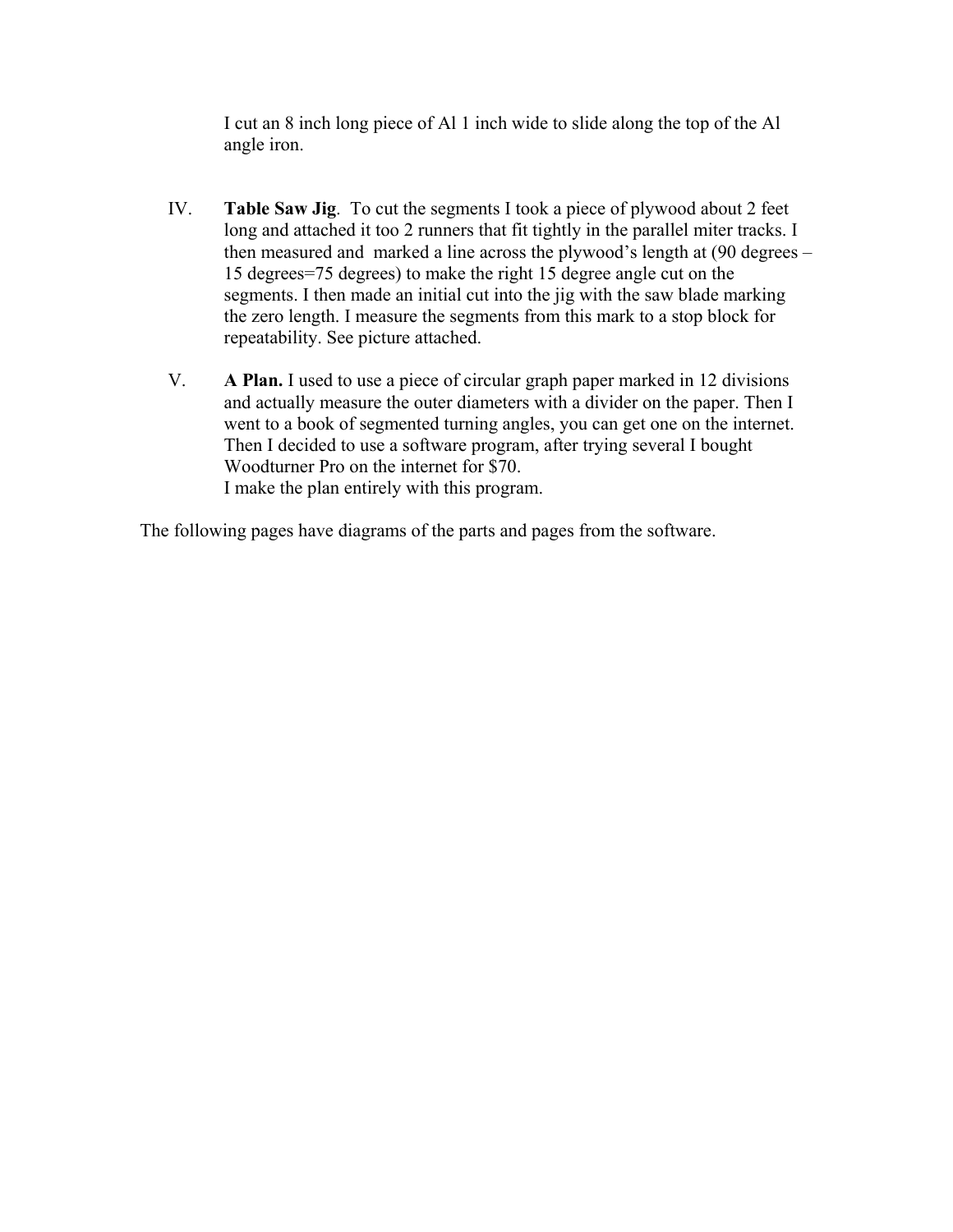I cut an 8 inch long piece of Al 1 inch wide to slide along the top of the Al angle iron.

IV. **Table Saw Jig**. To cut the segments I took a piece of plywood about 2 feet long and attached it too 2 runners that fit tightly in the parallel miter tracks. I then measured and marked a line across the plywood's length at (90 degrees – 15 degrees=75 degrees) to make the right 15 degree angle cut on the segments. I then made an initial cut into the jig with the saw blade marking the zero length. I measure the segments from this mark to a stop block for repeatability. See picture attached.

V. **A Plan.** I used to use a piece of circular graph paper marked in 12 divisions and actually measure the outer diameters with a divider on the paper. Then I went to a book of segmented turning angles, you can get one on the internet. Then I decided to use a software program, after trying several I bought Woodturner Pro on the internet for $70.
I make the plan entirely with this program.

The following pages have diagrams of the parts and pages from the software.